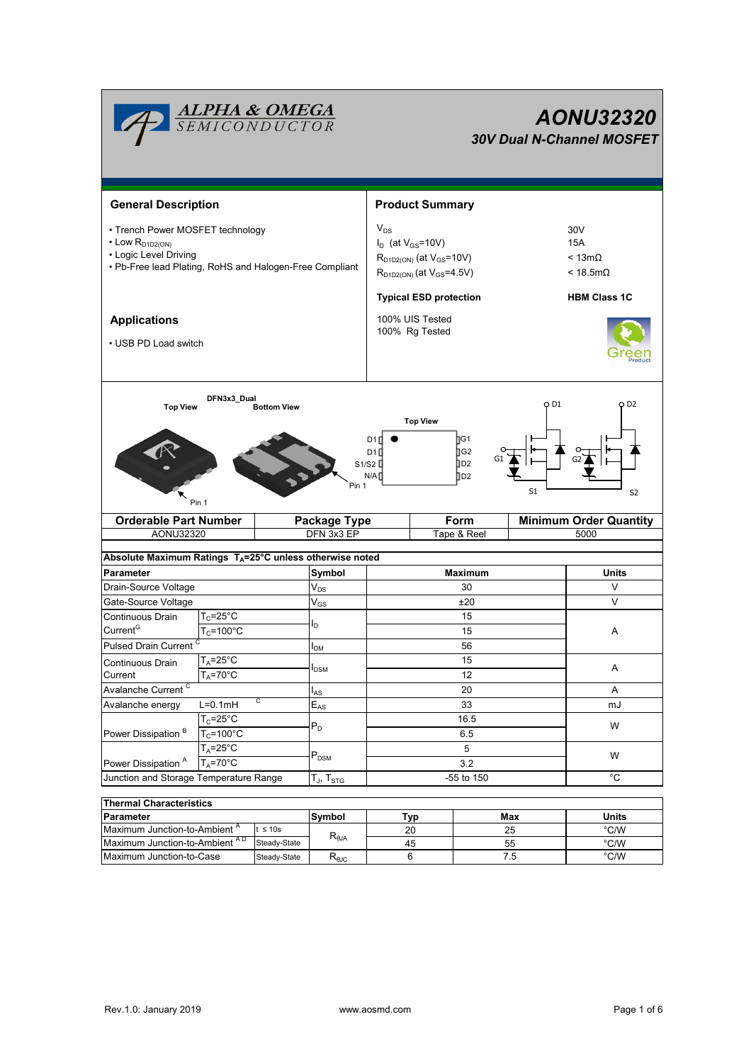# AONU32320

## 30V Dual N-Channel MOSFET

## General Description

- Trench Power MOSFET technology
- Low $R_{D1D2(ON)}$
- Logic Level Driving
- Pb-Free lead Plating, RoHS and Halogen-Free Compliant

## Applications

- USB PD Load switch

## Product Summary

| | |
|---|---|
| $V_{DS}$ | 30V |
| $I_D$ (at $V_{GS}$=10V) | 15A |
| $R_{D1D2(ON)}$ (at $V_{GS}$=10V) | < 13mΩ |
| $R_{D1D2(ON)}$ (at $V_{GS}$=4.5V) | < 18.5mΩ |
| **Typical ESD protection** | **HBM Class 1C** |

100% UIS Tested
100% Rg Tested

DFN3x3_Dual
Top View | Bottom View | Top View

Pin 1

D1, D1, S1/S2, N/A | G1, G2, D2, D2

D1, D2, G1, G2, S1, S2

| Orderable Part Number | Package Type | Form | Minimum Order Quantity |
|---|---|---|---|
| AONU32320 | DFN 3x3 EP | Tape & Reel | 5000 |

**Absolute Maximum Ratings $T_A$=25°C unless otherwise noted**

| Parameter | | Symbol | Maximum | Units |
|---|---|---|---|---|
| Drain-Source Voltage | | $V_{DS}$ | 30 | V |
| Gate-Source Voltage | | $V_{GS}$ | ±20 | V |
| Continuous Drain Current[G] | $T_C$=25°C | $I_D$ | 15 | A |
| | $T_C$=100°C | | 15 | |
| Pulsed Drain Current [C] | | $I_{DM}$ | 56 | |
| Continuous Drain Current | $T_A$=25°C | $I_{DSM}$ | 15 | A |
| | $T_A$=70°C | | 12 | |
| Avalanche Current [C] | | $I_{AS}$ | 20 | A |
| Avalanche energy | L=0.1mH [C] | $E_{AS}$ | 33 | mJ |
| Power Dissipation [B] | $T_C$=25°C | $P_D$ | 16.5 | W |
| | $T_C$=100°C | | 6.5 | |
| Power Dissipation [A] | $T_A$=25°C | $P_{DSM}$ | 5 | W |
| | $T_A$=70°C | | 3.2 | |
| Junction and Storage Temperature Range | | $T_J$, $T_{STG}$ | -55 to 150 | °C |

**Thermal Characteristics**

| Parameter | | Symbol | Typ | Max | Units |
|---|---|---|---|---|---|
| Maximum Junction-to-Ambient [A] | t ≤ 10s | $R_{\theta JA}$ | 20 | 25 | °C/W |
| Maximum Junction-to-Ambient [A D] | Steady-State | | 45 | 55 | °C/W |
| Maximum Junction-to-Case | Steady-State | $R_{\theta JC}$ | 6 | 7.5 | °C/W |

Rev.1.0: January 2019 www.aosmd.com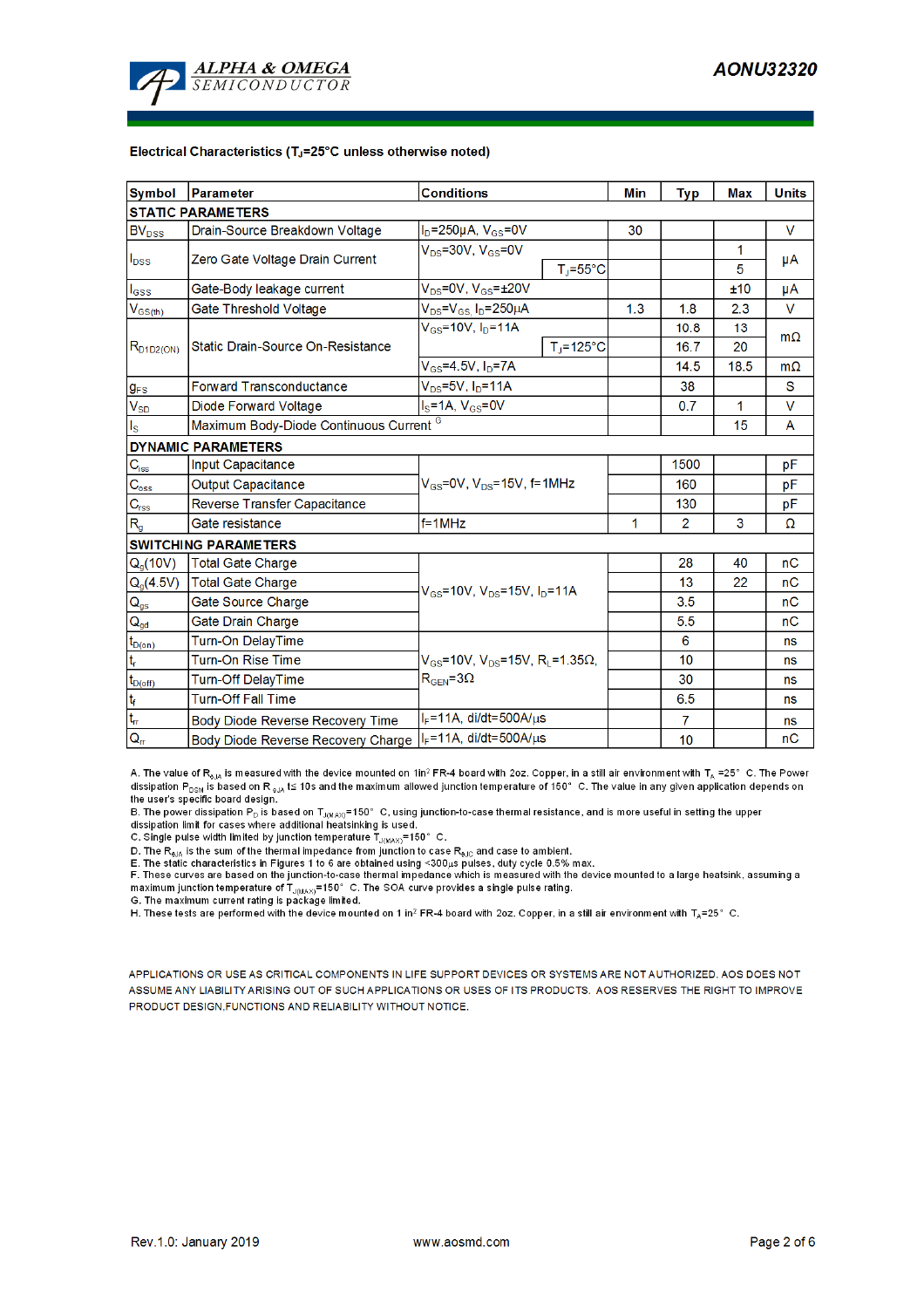**Electrical Characteristics ($T_J$=25°C unless otherwise noted)**

| Symbol | Parameter | Conditions | Min | Typ | Max | Units |
|---|---|---|---|---|---|---|
| **STATIC PARAMETERS** | | | | | | |
| $BV_{DSS}$ | Drain-Source Breakdown Voltage | $I_D$=250µA, $V_{GS}$=0V | 30 | | | V |
| $I_{DSS}$ | Zero Gate Voltage Drain Current | $V_{DS}$=30V, $V_{GS}$=0V | | | 1 | µA |
| | | $T_J$=55°C | | | 5 | |
| $I_{GSS}$ | Gate-Body leakage current | $V_{DS}$=0V, $V_{GS}$=±20V | | | ±10 | µA |
| $V_{GS(th)}$ | Gate Threshold Voltage | $V_{DS}$=$V_{GS,}$ $I_D$=250µA | 1.3 | 1.8 | 2.3 | V |
| $R_{D1D2(ON)}$ | Static Drain-Source On-Resistance | $V_{GS}$=10V, $I_D$=11A | | 10.8 | 13 | mΩ |
| | | $T_J$=125°C | | 16.7 | 20 | |
| | | $V_{GS}$=4.5V, $I_D$=7A | | 14.5 | 18.5 | mΩ |
| $g_{FS}$ | Forward Transconductance | $V_{DS}$=5V, $I_D$=11A | | 38 | | S |
| $V_{SD}$ | Diode Forward Voltage | $I_S$=1A, $V_{GS}$=0V | | 0.7 | 1 | V |
| $I_S$ | Maximum Body-Diode Continuous Current [G] | | | | 15 | A |
| **DYNAMIC PARAMETERS** | | | | | | |
| $C_{iss}$ | Input Capacitance | $V_{GS}$=0V, $V_{DS}$=15V, f=1MHz | | 1500 | | pF |
| $C_{oss}$ | Output Capacitance | | | 160 | | pF |
| $C_{rss}$ | Reverse Transfer Capacitance | | | 130 | | pF |
| $R_g$ | Gate resistance | f=1MHz | 1 | 2 | 3 | Ω |
| **SWITCHING PARAMETERS** | | | | | | |
| $Q_g$(10V) | Total Gate Charge | $V_{GS}$=10V, $V_{DS}$=15V, $I_D$=11A | | 28 | 40 | nC |
| $Q_g$(4.5V) | Total Gate Charge | | | 13 | 22 | nC |
| $Q_{gs}$ | Gate Source Charge | | | 3.5 | | nC |
| $Q_{gd}$ | Gate Drain Charge | | | 5.5 | | nC |
| $t_{D(on)}$ | Turn-On DelayTime | $V_{GS}$=10V, $V_{DS}$=15V, $R_L$=1.35Ω, $R_{GEN}$=3Ω | | 6 | | ns |
| $t_r$ | Turn-On Rise Time | | | 10 | | ns |
| $t_{D(off)}$ | Turn-Off DelayTime | | | 30 | | ns |
| $t_f$ | Turn-Off Fall Time | | | 6.5 | | ns |
| $t_{rr}$ | Body Diode Reverse Recovery Time | $I_F$=11A, di/dt=500A/µs | | 7 | | ns |
| $Q_{rr}$ | Body Diode Reverse Recovery Charge | $I_F$=11A, di/dt=500A/µs | | 10 | | nC |

A. The value of $R_{\theta JA}$ is measured with the device mounted on 1in² FR-4 board with 2oz. Copper, in a still air environment with $T_A$ =25° C. The Power dissipation $P_{DSM}$ is based on R $_{\theta JA}$ t≤ 10s and the maximum allowed junction temperature of 150° C. The value in any given application depends on the user's specific board design.
B. The power dissipation $P_D$ is based on $T_{J(MAX)}$=150° C, using junction-to-case thermal resistance, and is more useful in setting the upper dissipation limit for cases where additional heatsinking is used.
C. Single pulse width limited by junction temperature $T_{J(MAX)}$=150° C.
D. The $R_{\theta JA}$ is the sum of the thermal impedance from junction to case $R_{\theta JC}$ and case to ambient.
E. The static characteristics in Figures 1 to 6 are obtained using <300µs pulses, duty cycle 0.5% max.
F. These curves are based on the junction-to-case thermal impedance which is measured with the device mounted to a large heatsink, assuming a maximum junction temperature of $T_{J(MAX)}$=150° C. The SOA curve provides a single pulse rating.
G. The maximum current rating is package limited.
H. These tests are performed with the device mounted on 1 in² FR-4 board with 2oz. Copper, in a still air environment with $T_A$=25° C.

APPLICATIONS OR USE AS CRITICAL COMPONENTS IN LIFE SUPPORT DEVICES OR SYSTEMS ARE NOT AUTHORIZED. AOS DOES NOT ASSUME ANY LIABILITY ARISING OUT OF SUCH APPLICATIONS OR USES OF ITS PRODUCTS. AOS RESERVES THE RIGHT TO IMPROVE PRODUCT DESIGN,FUNCTIONS AND RELIABILITY WITHOUT NOTICE.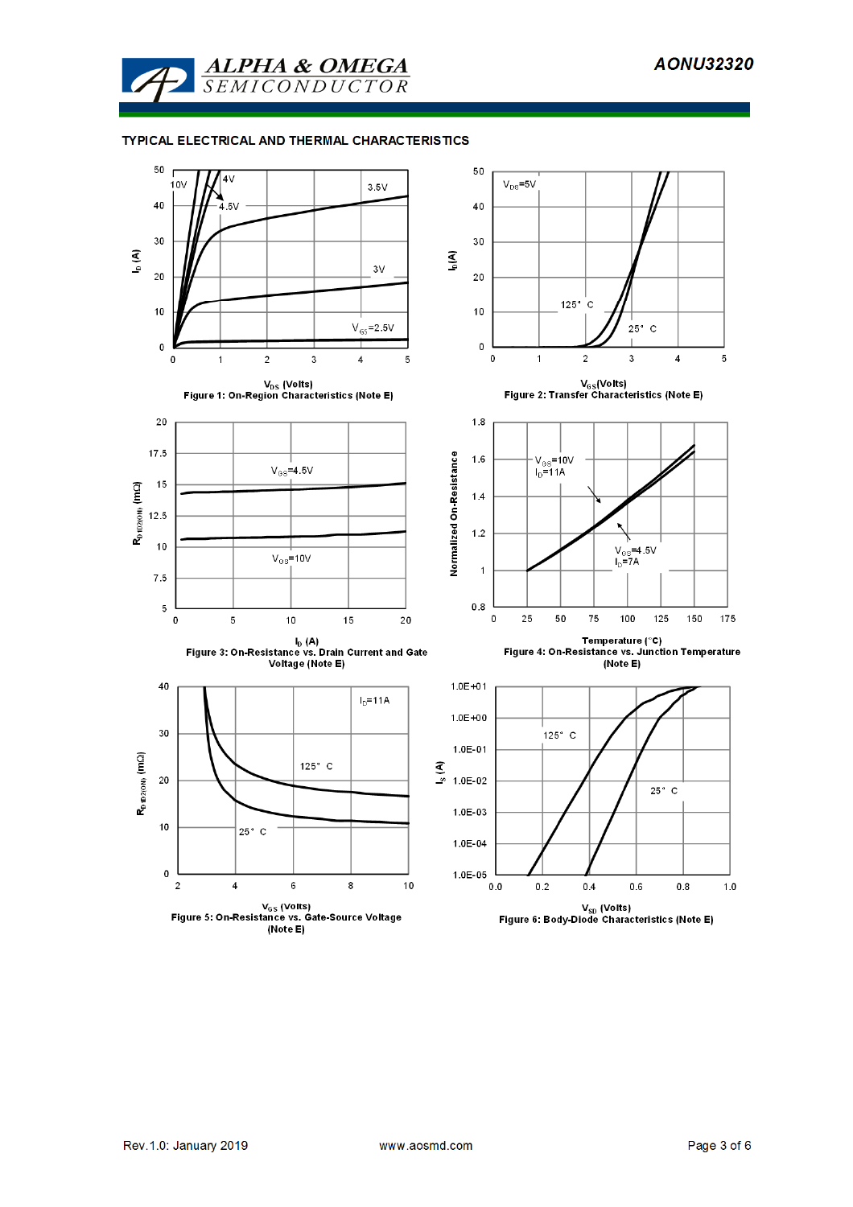## TYPICAL ELECTRICAL AND THERMAL CHARACTERISTICS

Figure 1: On-Region Characteristics (Note E)

Figure 2: Transfer Characteristics (Note E)

Figure 3: On-Resistance vs. Drain Current and Gate Voltage (Note E)

Figure 4: On-Resistance vs. Junction Temperature (Note E)

Figure 5: On-Resistance vs. Gate-Source Voltage (Note E)

Figure 6: Body-Diode Characteristics (Note E)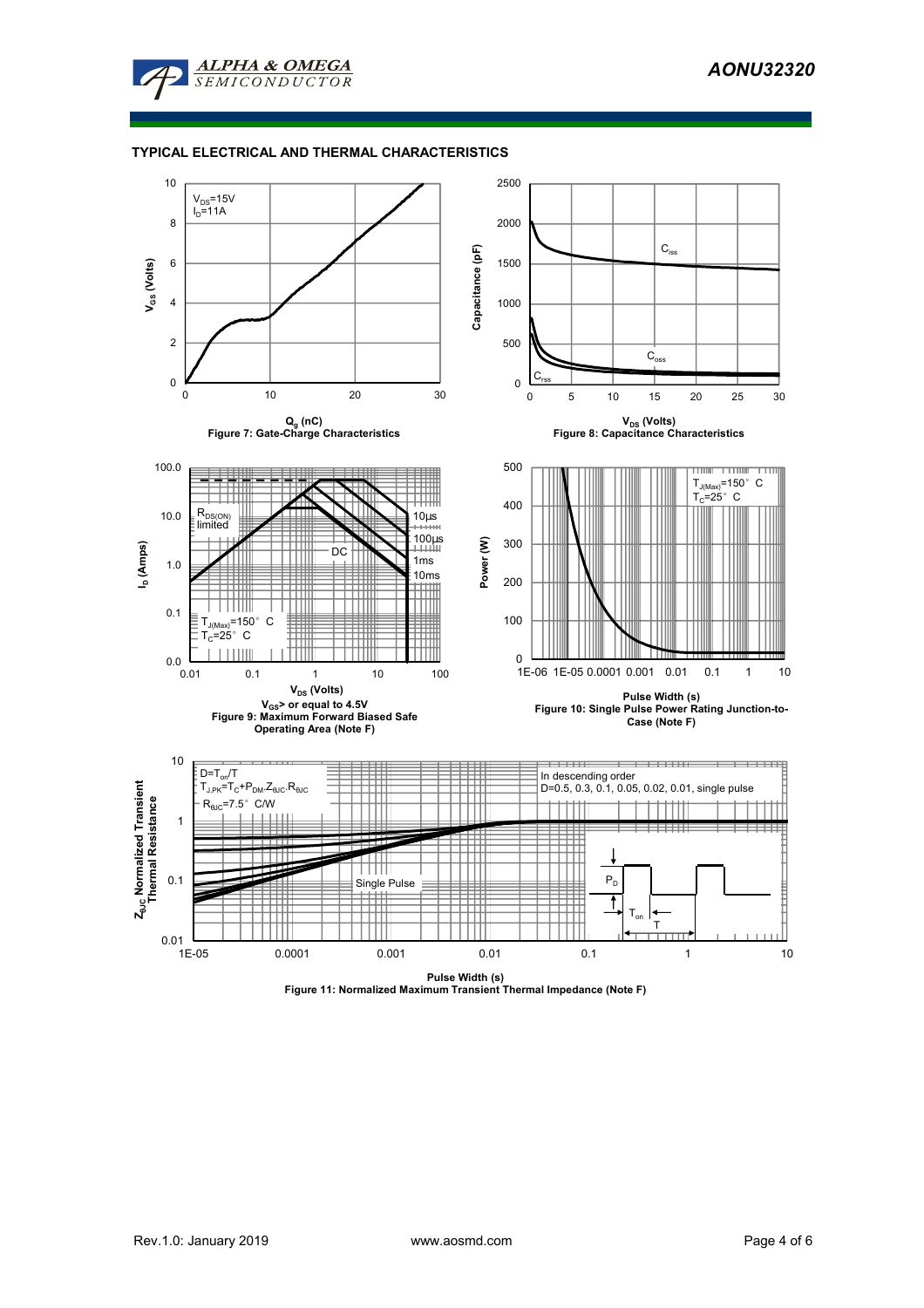## TYPICAL ELECTRICAL AND THERMAL CHARACTERISTICS

$V_{DS}$=15V
$I_D$=11A

$Q_g$ (nC)

Figure 7: Gate-Charge Characteristics

$V_{DS}$ (Volts)

Figure 8: Capacitance Characteristics

$V_{DS}$ (Volts)

$V_{GS}$> or equal to 4.5V

Figure 9: Maximum Forward Biased Safe Operating Area (Note F)

Pulse Width (s)

Figure 10: Single Pulse Power Rating Junction-to-Case (Note F)

$D=T_{on}/T$

$T_{J,PK}=T_C+P_{DM}.Z_{\theta JC}.R_{\theta JC}$

$R_{\theta JC}$=7.5° C/W

In descending order
D=0.5, 0.3, 0.1, 0.05, 0.02, 0.01, single pulse

Pulse Width (s)

Figure 11: Normalized Maximum Transient Thermal Impedance (Note F)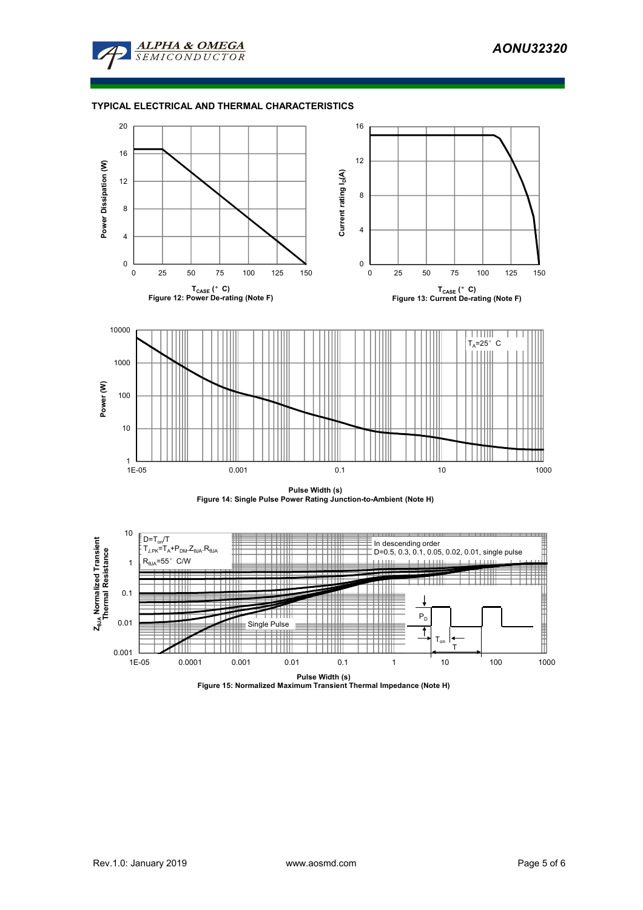## TYPICAL ELECTRICAL AND THERMAL CHARACTERISTICS

Figure 12: Power De-rating (Note F)

Figure 13: Current De-rating (Note F)

Figure 14: Single Pulse Power Rating Junction-to-Ambient (Note H)

Figure 15: Normalized Maximum Transient Thermal Impedance (Note H)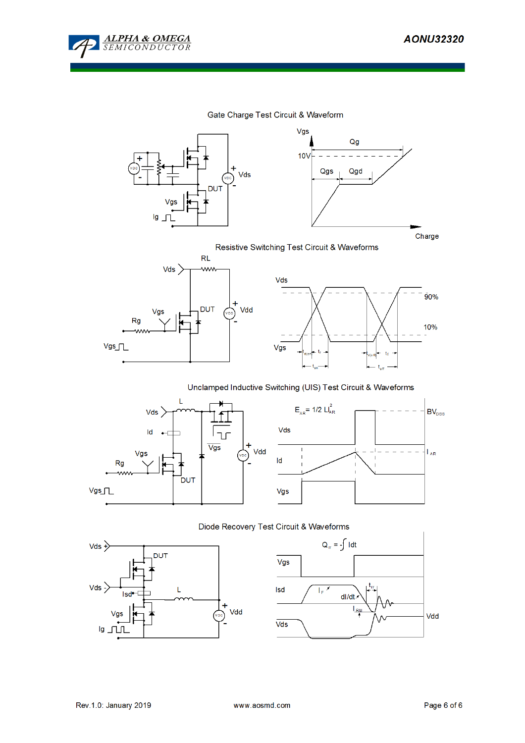## Gate Charge Test Circuit & Waveform

Vgs
Qg
10V
Qgs
Qgd
Vds
DUT
Vgs
Ig
Charge

## Resistive Switching Test Circuit & Waveforms

RL
Vds
Vgs
Rg
DUT
Vdd
Vgs
Vds
90%
10%
Vgs
$t_{d(on)}$
$t_r$
$t_{d(off)}$
$t_f$
$t_{on}$
$t_{off}$

## Unclamped Inductive Switching (UIS) Test Circuit & Waveforms

L
Vds
Id
Vgs
Vgs
Rg
DUT
Vdd
Vgs
$E_{AR} = 1/2\ LI_{AR}^2$
$BV_{DSS}$
Vds
Id
$I_{AR}$
Vgs

## Diode Recovery Test Circuit & Waveforms

Vds +
DUT
Vds -
Isd
L
Vgs
Ig
Vdd
$Q_{rr} = -\int Idt$
Vgs
Isd
$I_F$
dI/dt
$t_{rr}$
$I_{RM}$
Vds
Vdd